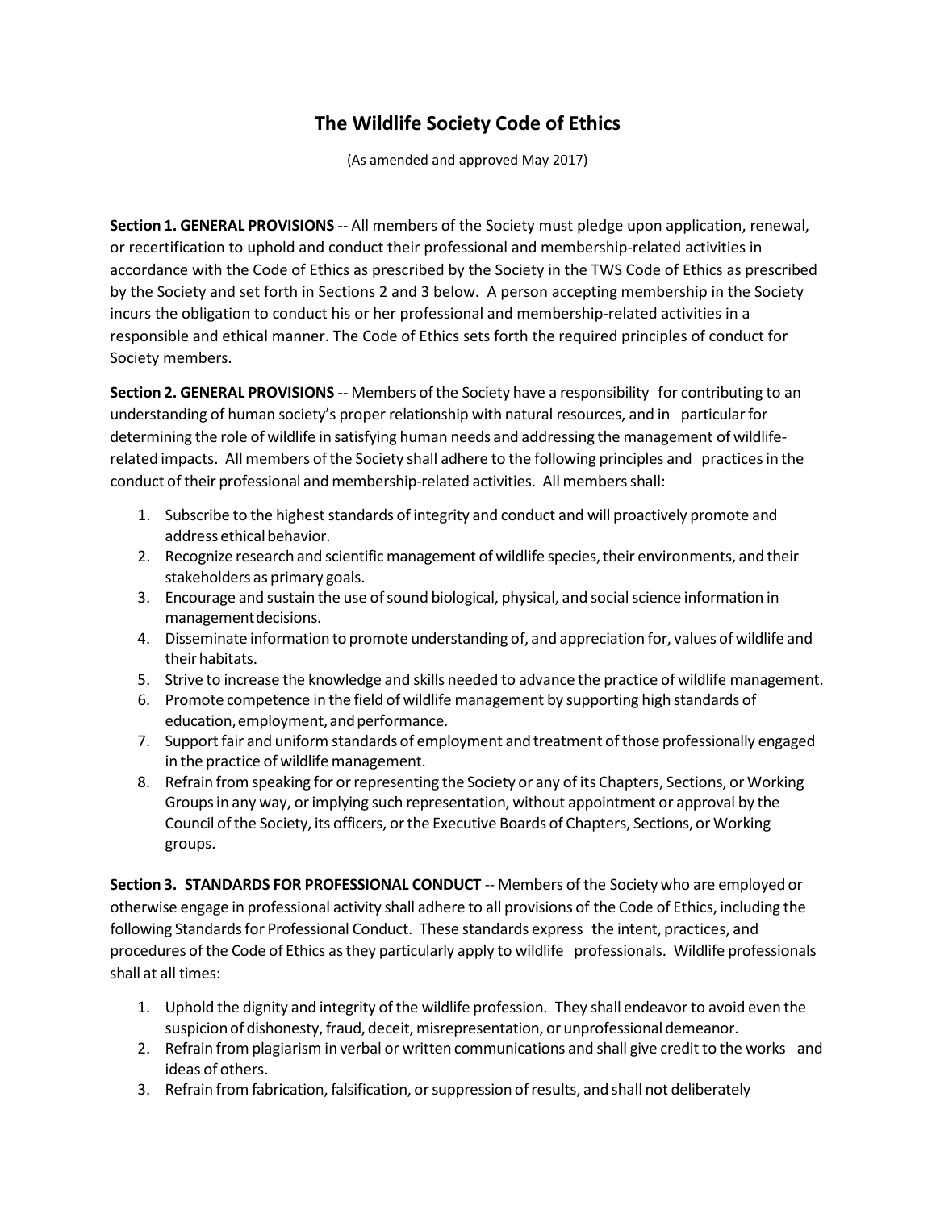# The Wildlife Society Code of Ethics

(As amended and approved May 2017)

**Section 1. GENERAL PROVISIONS** -- All members of the Society must pledge upon application, renewal, or recertification to uphold and conduct their professional and membership-related activities in accordance with the Code of Ethics as prescribed by the Society in the TWS Code of Ethics as prescribed by the Society and set forth in Sections 2 and 3 below. A person accepting membership in the Society incurs the obligation to conduct his or her professional and membership-related activities in a responsible and ethical manner. The Code of Ethics sets forth the required principles of conduct for Society members.

**Section 2. GENERAL PROVISIONS** -- Members of the Society have a responsibility for contributing to an understanding of human society's proper relationship with natural resources, and in particular for determining the role of wildlife in satisfying human needs and addressing the management of wildlife-related impacts. All members of the Society shall adhere to the following principles and practices in the conduct of their professional and membership-related activities. All members shall:

1. Subscribe to the highest standards of integrity and conduct and will proactively promote and address ethical behavior.
2. Recognize research and scientific management of wildlife species, their environments, and their stakeholders as primary goals.
3. Encourage and sustain the use of sound biological, physical, and social science information in management decisions.
4. Disseminate information to promote understanding of, and appreciation for, values of wildlife and their habitats.
5. Strive to increase the knowledge and skills needed to advance the practice of wildlife management.
6. Promote competence in the field of wildlife management by supporting high standards of education, employment, and performance.
7. Support fair and uniform standards of employment and treatment of those professionally engaged in the practice of wildlife management.
8. Refrain from speaking for or representing the Society or any of its Chapters, Sections, or Working Groups in any way, or implying such representation, without appointment or approval by the Council of the Society, its officers, or the Executive Boards of Chapters, Sections, or Working groups.

**Section 3. STANDARDS FOR PROFESSIONAL CONDUCT** -- Members of the Society who are employed or otherwise engage in professional activity shall adhere to all provisions of the Code of Ethics, including the following Standards for Professional Conduct. These standards express the intent, practices, and procedures of the Code of Ethics as they particularly apply to wildlife professionals. Wildlife professionals shall at all times:

1. Uphold the dignity and integrity of the wildlife profession. They shall endeavor to avoid even the suspicion of dishonesty, fraud, deceit, misrepresentation, or unprofessional demeanor.
2. Refrain from plagiarism in verbal or written communications and shall give credit to the works and ideas of others.
3. Refrain from fabrication, falsification, or suppression of results, and shall not deliberately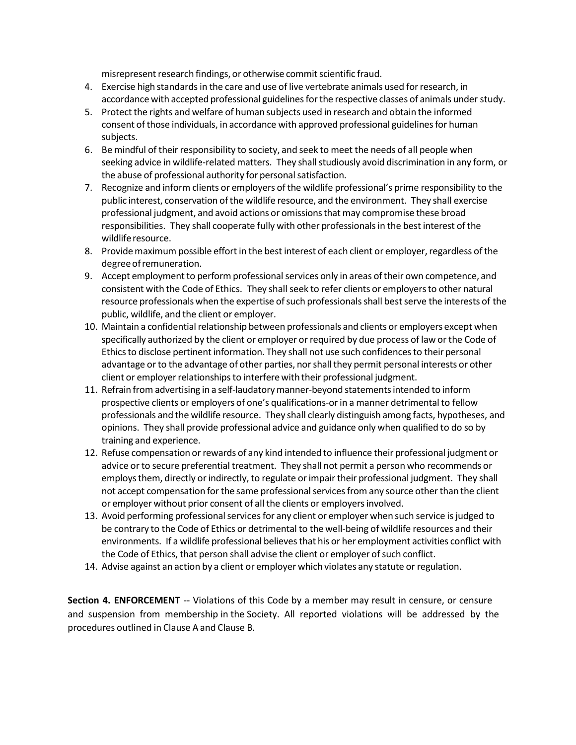misrepresent research findings, or otherwise commit scientific fraud.

4. Exercise high standards in the care and use of live vertebrate animals used for research, in accordance with accepted professional guidelines for the respective classes of animals under study.
5. Protect the rights and welfare of human subjects used in research and obtain the informed consent of those individuals, in accordance with approved professional guidelines for human subjects.
6. Be mindful of their responsibility to society, and seek to meet the needs of all people when seeking advice in wildlife-related matters. They shall studiously avoid discrimination in any form, or the abuse of professional authority for personal satisfaction.
7. Recognize and inform clients or employers of the wildlife professional's prime responsibility to the public interest, conservation of the wildlife resource, and the environment. They shall exercise professional judgment, and avoid actions or omissions that may compromise these broad responsibilities. They shall cooperate fully with other professionals in the best interest of the wildlife resource.
8. Provide maximum possible effort in the best interest of each client or employer, regardless of the degree of remuneration.
9. Accept employment to perform professional services only in areas of their own competence, and consistent with the Code of Ethics. They shall seek to refer clients or employers to other natural resource professionals when the expertise of such professionals shall best serve the interests of the public, wildlife, and the client or employer.
10. Maintain a confidential relationship between professionals and clients or employers except when specifically authorized by the client or employer or required by due process of law or the Code of Ethics to disclose pertinent information. They shall not use such confidences to their personal advantage or to the advantage of other parties, nor shall they permit personal interests or other client or employer relationships to interfere with their professional judgment.
11. Refrain from advertising in a self-laudatory manner-beyond statements intended to inform prospective clients or employers of one's qualifications-or in a manner detrimental to fellow professionals and the wildlife resource. They shall clearly distinguish among facts, hypotheses, and opinions. They shall provide professional advice and guidance only when qualified to do so by training and experience.
12. Refuse compensation or rewards of any kind intended to influence their professional judgment or advice or to secure preferential treatment. They shall not permit a person who recommends or employs them, directly or indirectly, to regulate or impair their professional judgment. They shall not accept compensation for the same professional services from any source other than the client or employer without prior consent of all the clients or employers involved.
13. Avoid performing professional services for any client or employer when such service is judged to be contrary to the Code of Ethics or detrimental to the well-being of wildlife resources and their environments. If a wildlife professional believes that his or her employment activities conflict with the Code of Ethics, that person shall advise the client or employer of such conflict.
14. Advise against an action by a client or employer which violates any statute or regulation.

**Section 4. ENFORCEMENT** -- Violations of this Code by a member may result in censure, or censure and suspension from membership in the Society. All reported violations will be addressed by the procedures outlined in Clause A and Clause B.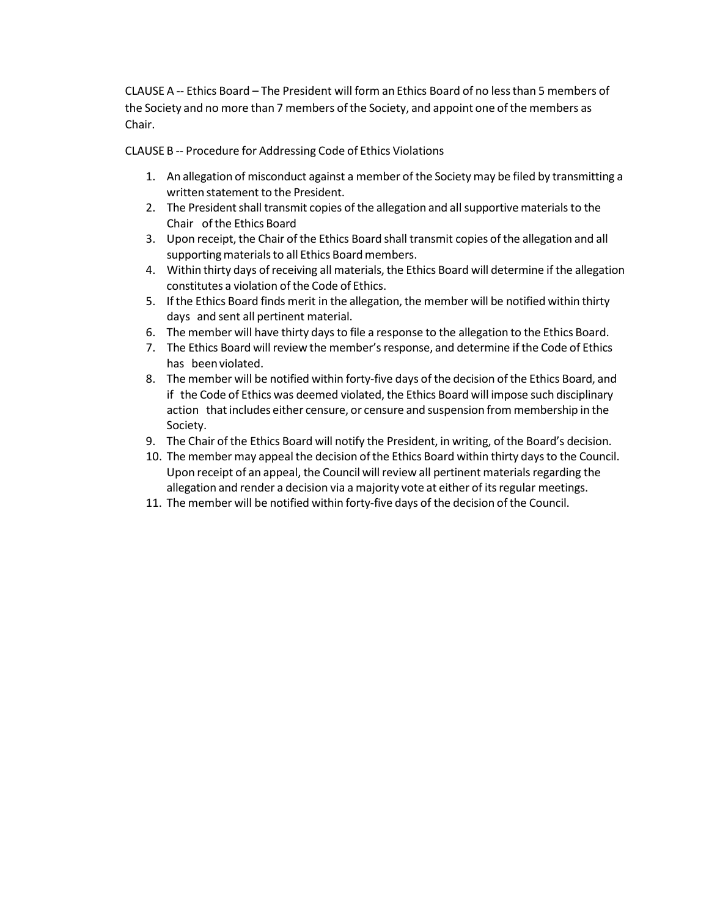CLAUSE A -- Ethics Board – The President will form an Ethics Board of no less than 5 members of the Society and no more than 7 members of the Society, and appoint one of the members as Chair.

CLAUSE B -- Procedure for Addressing Code of Ethics Violations

1. An allegation of misconduct against a member of the Society may be filed by transmitting a written statement to the President.
2. The President shall transmit copies of the allegation and all supportive materials to the Chair of the Ethics Board
3. Upon receipt, the Chair of the Ethics Board shall transmit copies of the allegation and all supporting materials to all Ethics Board members.
4. Within thirty days of receiving all materials, the Ethics Board will determine if the allegation constitutes a violation of the Code of Ethics.
5. If the Ethics Board finds merit in the allegation, the member will be notified within thirty days and sent all pertinent material.
6. The member will have thirty days to file a response to the allegation to the Ethics Board.
7. The Ethics Board will review the member's response, and determine if the Code of Ethics has been violated.
8. The member will be notified within forty-five days of the decision of the Ethics Board, and if the Code of Ethics was deemed violated, the Ethics Board will impose such disciplinary action that includes either censure, or censure and suspension from membership in the Society.
9. The Chair of the Ethics Board will notify the President, in writing, of the Board's decision.
10. The member may appeal the decision of the Ethics Board within thirty days to the Council. Upon receipt of an appeal, the Council will review all pertinent materials regarding the allegation and render a decision via a majority vote at either of its regular meetings.
11. The member will be notified within forty-five days of the decision of the Council.